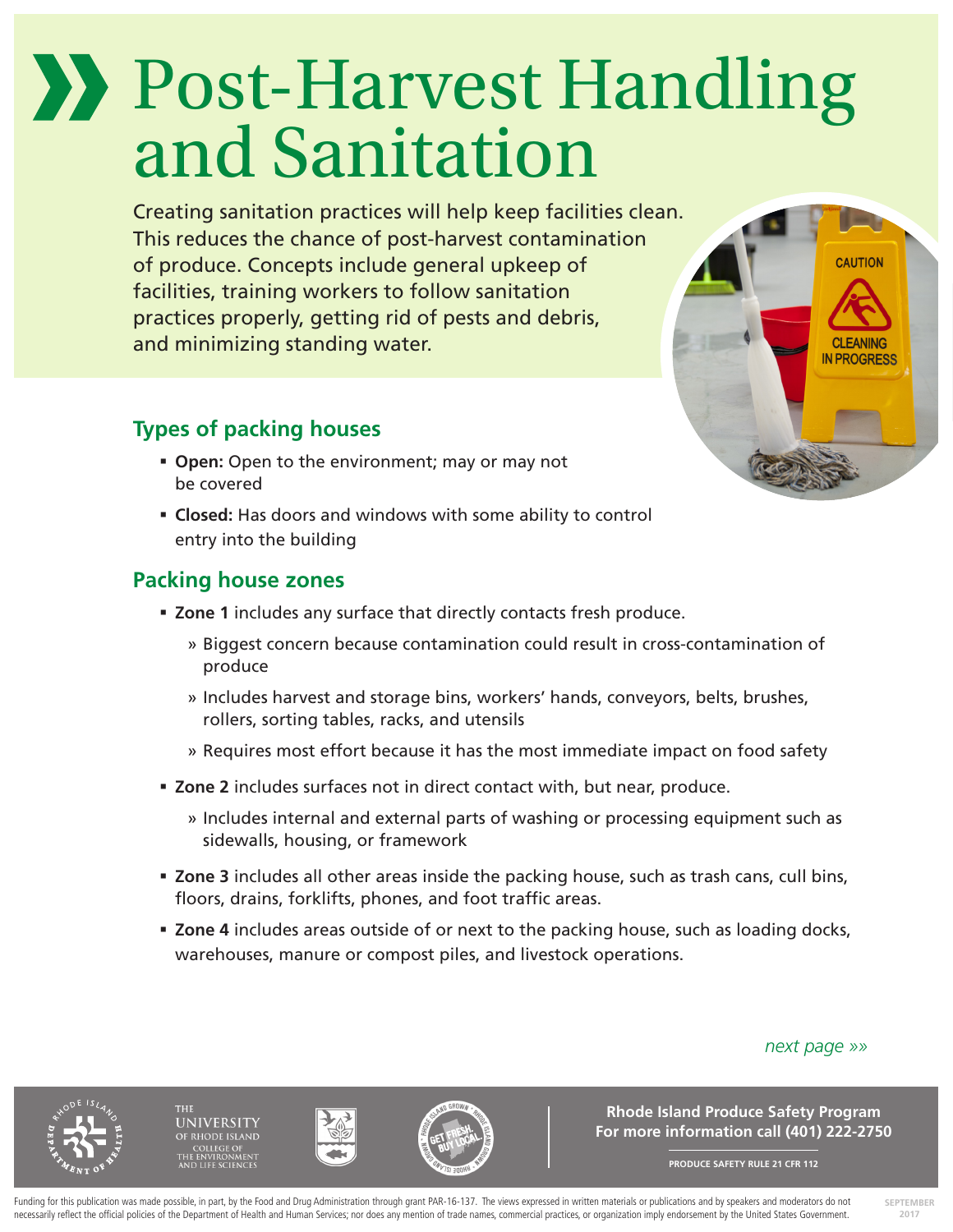# Post-Harvest Handling and Sanitation

Creating sanitation practices will help keep facilities clean. This reduces the chance of post-harvest contamination of produce. Concepts include general upkeep of facilities, training workers to follow sanitation practices properly, getting rid of pests and debris, and minimizing standing water.

## Types of packing houses

- **Open:** Open to the environment; may or may not be covered
- **Closed:** Has doors and windows with some ability to control entry into the building

## Packing house zones

- **Zone 1** includes any surface that directly contacts fresh produce.
  - Biggest concern because contamination could result in cross-contamination of produce
  - Includes harvest and storage bins, workers' hands, conveyors, belts, brushes, rollers, sorting tables, racks, and utensils
  - Requires most effort because it has the most immediate impact on food safety
- **Zone 2** includes surfaces not in direct contact with, but near, produce.
  - Includes internal and external parts of washing or processing equipment such as sidewalls, housing, or framework
- **Zone 3** includes all other areas inside the packing house, such as trash cans, cull bins, floors, drains, forklifts, phones, and foot traffic areas.
- **Zone 4** includes areas outside of or next to the packing house, such as loading docks, warehouses, manure or compost piles, and livestock operations.

*next page »»*

**Rhode Island Produce Safety Program**
**For more information call (401) 222-2750**

PRODUCE SAFETY RULE 21 CFR 112

Funding for this publication was made possible, in part, by the Food and Drug Administration through grant PAR-16-137. The views expressed in written materials or publications and by speakers and moderators do not necessarily reflect the official policies of the Department of Health and Human Services; nor does any mention of trade names, commercial practices, or organization imply endorsement by the United States Government.

SEPTEMBER 2017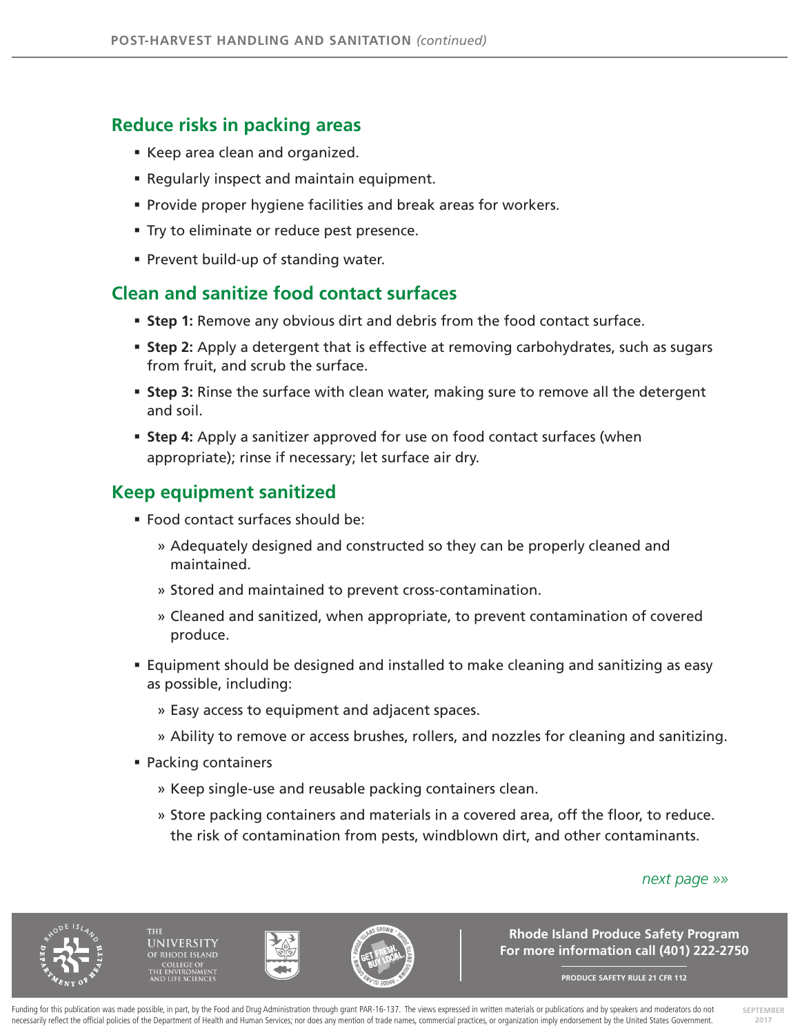## Reduce risks in packing areas

- Keep area clean and organized.
- Regularly inspect and maintain equipment.
- Provide proper hygiene facilities and break areas for workers.
- Try to eliminate or reduce pest presence.
- Prevent build-up of standing water.

## Clean and sanitize food contact surfaces

- **Step 1:** Remove any obvious dirt and debris from the food contact surface.
- **Step 2:** Apply a detergent that is effective at removing carbohydrates, such as sugars from fruit, and scrub the surface.
- **Step 3:** Rinse the surface with clean water, making sure to remove all the detergent and soil.
- **Step 4:** Apply a sanitizer approved for use on food contact surfaces (when appropriate); rinse if necessary; let surface air dry.

## Keep equipment sanitized

- Food contact surfaces should be:
  - Adequately designed and constructed so they can be properly cleaned and maintained.
  - Stored and maintained to prevent cross-contamination.
  - Cleaned and sanitized, when appropriate, to prevent contamination of covered produce.
- Equipment should be designed and installed to make cleaning and sanitizing as easy as possible, including:
  - Easy access to equipment and adjacent spaces.
  - Ability to remove or access brushes, rollers, and nozzles for cleaning and sanitizing.
- Packing containers
  - Keep single-use and reusable packing containers clean.
  - Store packing containers and materials in a covered area, off the floor, to reduce. the risk of contamination from pests, windblown dirt, and other contaminants.

*next page »»*

**Rhode Island Produce Safety Program**
**For more information call (401) 222-2750**

**PRODUCE SAFETY RULE 21 CFR 112**

Funding for this publication was made possible, in part, by the Food and Drug Administration through grant PAR-16-137. The views expressed in written materials or publications and by speakers and moderators do not necessarily reflect the official policies of the Department of Health and Human Services; nor does any mention of trade names, commercial practices, or organization imply endorsement by the United States Government.

SEPTEMBER 2017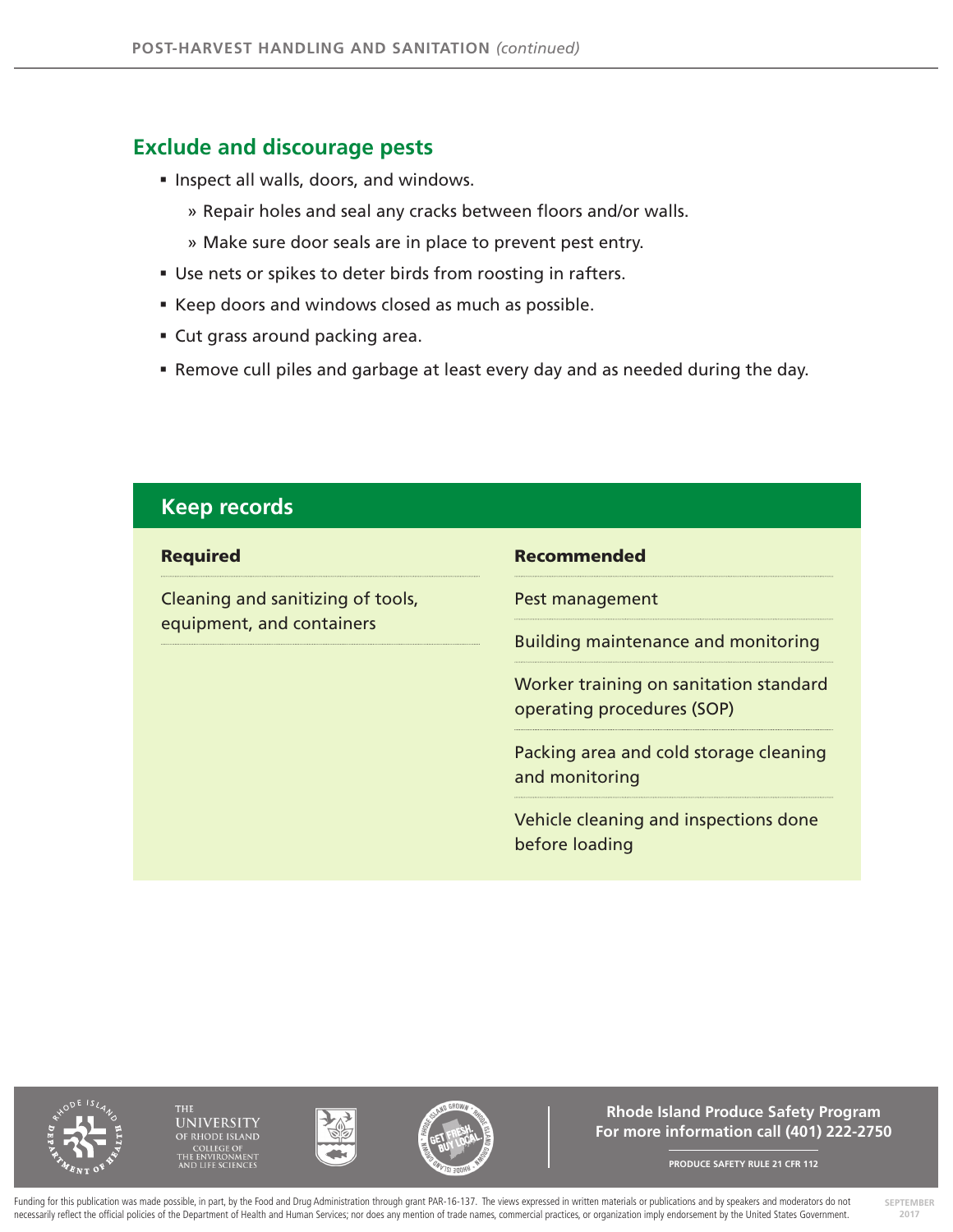## Exclude and discourage pests

- Inspect all walls, doors, and windows.
  - » Repair holes and seal any cracks between floors and/or walls.
  - » Make sure door seals are in place to prevent pest entry.
- Use nets or spikes to deter birds from roosting in rafters.
- Keep doors and windows closed as much as possible.
- Cut grass around packing area.
- Remove cull piles and garbage at least every day and as needed during the day.

## Keep records

| Required | Recommended |
| --- | --- |
| Cleaning and sanitizing of tools, equipment, and containers | Pest management |
| | Building maintenance and monitoring |
| | Worker training on sanitation standard operating procedures (SOP) |
| | Packing area and cold storage cleaning and monitoring |
| | Vehicle cleaning and inspections done before loading |

**Rhode Island Produce Safety Program**
**For more information call (401) 222-2750**

PRODUCE SAFETY RULE 21 CFR 112

Funding for this publication was made possible, in part, by the Food and Drug Administration through grant PAR-16-137. The views expressed in written materials or publications and by speakers and moderators do not necessarily reflect the official policies of the Department of Health and Human Services; nor does any mention of trade names, commercial practices, or organization imply endorsement by the United States Government.

SEPTEMBER 2017